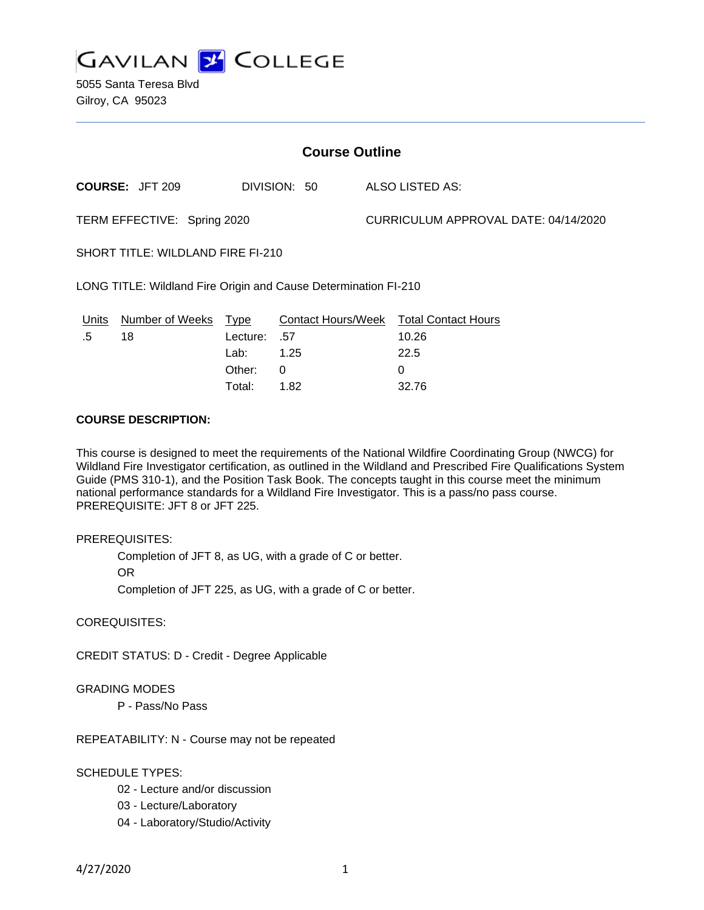# GAVILAN COLLEGE

5055 Santa Teresa Blvd
Gilroy, CA 95023

---

## Course Outline

**COURSE:** JFT 209 DIVISION: 50 ALSO LISTED AS:

TERM EFFECTIVE: Spring 2020 CURRICULUM APPROVAL DATE: 04/14/2020

SHORT TITLE: WILDLAND FIRE FI-210

LONG TITLE: Wildland Fire Origin and Cause Determination FI-210

| Units | Number of Weeks | Type | Contact Hours/Week | Total Contact Hours |
|---|---|---|---|---|
| .5 | 18 | Lecture: | .57 | 10.26 |
| | | Lab: | 1.25 | 22.5 |
| | | Other: | 0 | 0 |
| | | Total: | 1.82 | 32.76 |

**COURSE DESCRIPTION:**

This course is designed to meet the requirements of the National Wildfire Coordinating Group (NWCG) for Wildland Fire Investigator certification, as outlined in the Wildland and Prescribed Fire Qualifications System Guide (PMS 310-1), and the Position Task Book. The concepts taught in this course meet the minimum national performance standards for a Wildland Fire Investigator. This is a pass/no pass course. PREREQUISITE: JFT 8 or JFT 225.

PREREQUISITES:

Completion of JFT 8, as UG, with a grade of C or better.

OR

Completion of JFT 225, as UG, with a grade of C or better.

COREQUISITES:

CREDIT STATUS: D - Credit - Degree Applicable

GRADING MODES

P - Pass/No Pass

REPEATABILITY: N - Course may not be repeated

SCHEDULE TYPES:

02 - Lecture and/or discussion

03 - Lecture/Laboratory

04 - Laboratory/Studio/Activity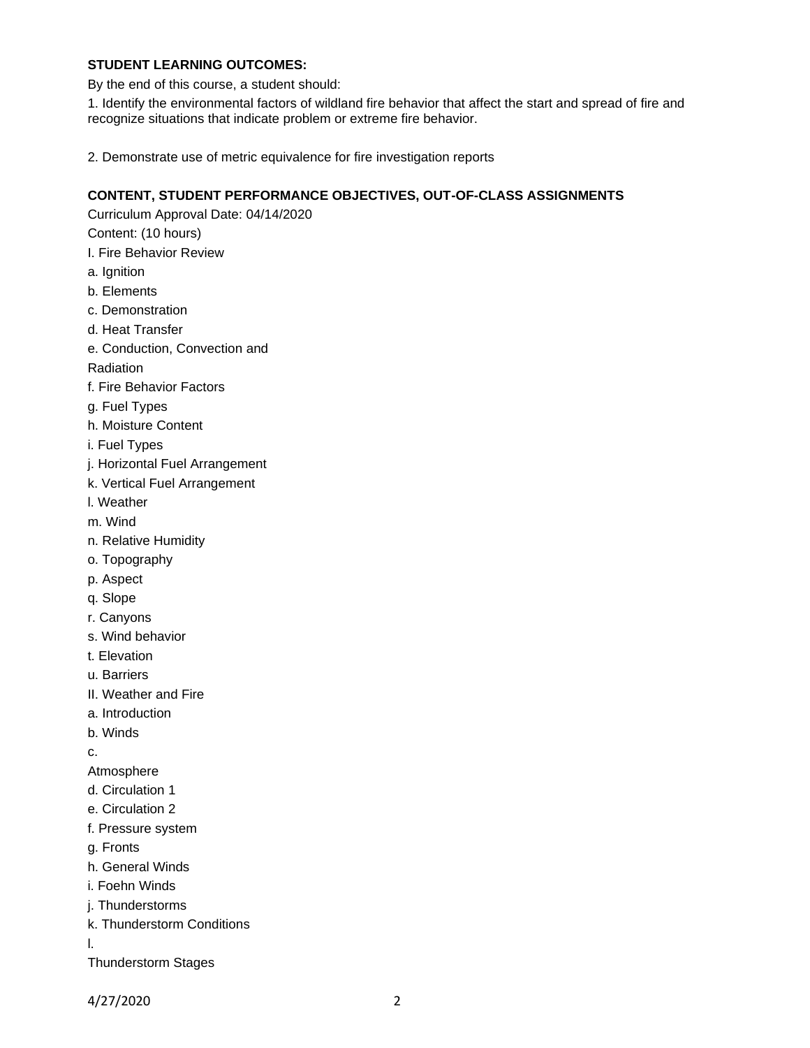**STUDENT LEARNING OUTCOMES:**

By the end of this course, a student should:

1. Identify the environmental factors of wildland fire behavior that affect the start and spread of fire and recognize situations that indicate problem or extreme fire behavior.

2. Demonstrate use of metric equivalence for fire investigation reports

**CONTENT, STUDENT PERFORMANCE OBJECTIVES, OUT-OF-CLASS ASSIGNMENTS**

Curriculum Approval Date: 04/14/2020

Content: (10 hours)

I. Fire Behavior Review

a. Ignition

b. Elements

c. Demonstration

d. Heat Transfer

e. Conduction, Convection and Radiation

f. Fire Behavior Factors

g. Fuel Types

h. Moisture Content

i. Fuel Types

j. Horizontal Fuel Arrangement

k. Vertical Fuel Arrangement

l. Weather

m. Wind

n. Relative Humidity

o. Topography

p. Aspect

q. Slope

r. Canyons

s. Wind behavior

t. Elevation

u. Barriers

II. Weather and Fire

a. Introduction

b. Winds

c. Atmosphere

d. Circulation 1

e. Circulation 2

f. Pressure system

g. Fronts

h. General Winds

i. Foehn Winds

j. Thunderstorms

k. Thunderstorm Conditions

l. Thunderstorm Stages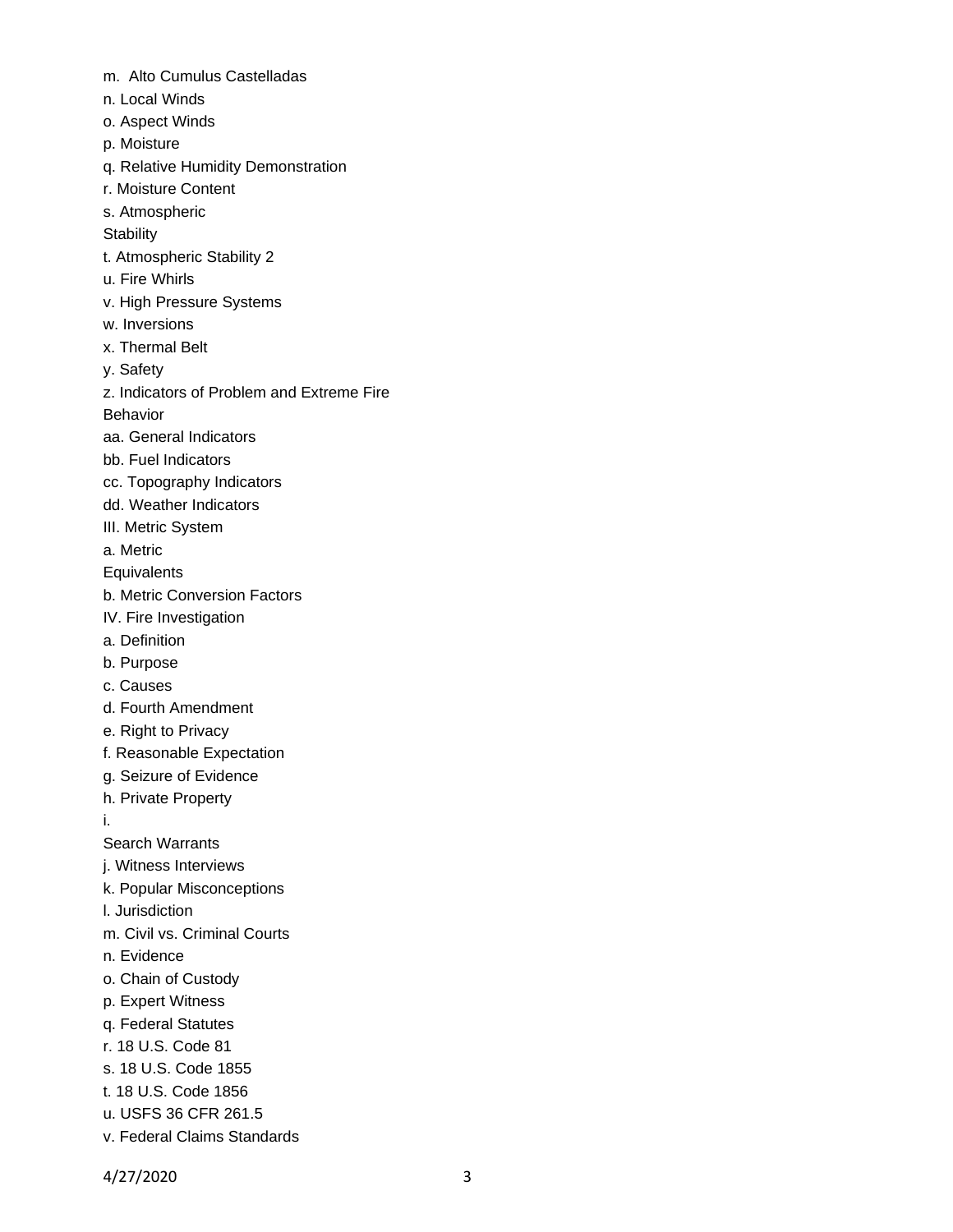m. Alto Cumulus Castelladas

n. Local Winds

o. Aspect Winds

p. Moisture

q. Relative Humidity Demonstration

r. Moisture Content

s. Atmospheric Stability

t. Atmospheric Stability 2

u. Fire Whirls

v. High Pressure Systems

w. Inversions

x. Thermal Belt

y. Safety

z. Indicators of Problem and Extreme Fire Behavior

aa. General Indicators

bb. Fuel Indicators

cc. Topography Indicators

dd. Weather Indicators

III. Metric System

a. Metric Equivalents

b. Metric Conversion Factors

IV. Fire Investigation

a. Definition

b. Purpose

c. Causes

d. Fourth Amendment

e. Right to Privacy

f. Reasonable Expectation

g. Seizure of Evidence

h. Private Property

i. Search Warrants

j. Witness Interviews

k. Popular Misconceptions

l. Jurisdiction

m. Civil vs. Criminal Courts

n. Evidence

o. Chain of Custody

p. Expert Witness

q. Federal Statutes

r. 18 U.S. Code 81

s. 18 U.S. Code 1855

t. 18 U.S. Code 1856

u. USFS 36 CFR 261.5

v. Federal Claims Standards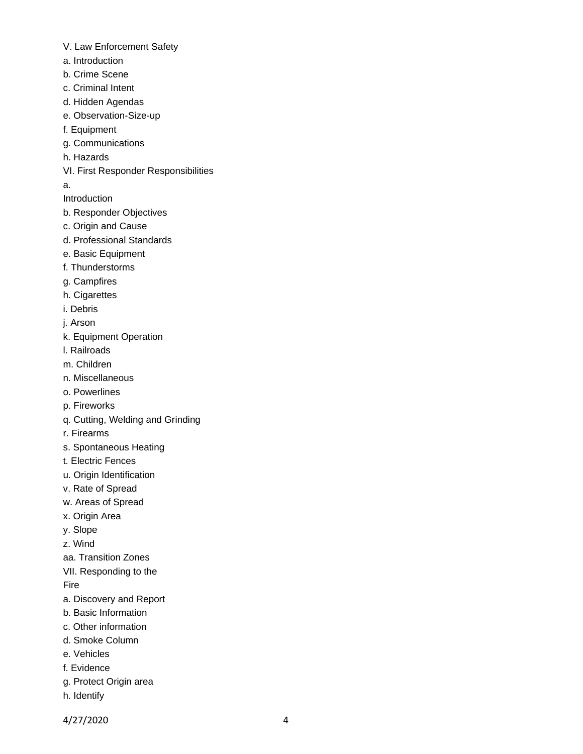V. Law Enforcement Safety

a. Introduction

b. Crime Scene

c. Criminal Intent

d. Hidden Agendas

e. Observation-Size-up

f. Equipment

g. Communications

h. Hazards

VI. First Responder Responsibilities

a. Introduction

b. Responder Objectives

c. Origin and Cause

d. Professional Standards

e. Basic Equipment

f. Thunderstorms

g. Campfires

h. Cigarettes

i. Debris

j. Arson

k. Equipment Operation

l. Railroads

m. Children

n. Miscellaneous

o. Powerlines

p. Fireworks

q. Cutting, Welding and Grinding

r. Firearms

s. Spontaneous Heating

t. Electric Fences

u. Origin Identification

v. Rate of Spread

w. Areas of Spread

x. Origin Area

y. Slope

z. Wind

aa. Transition Zones

VII. Responding to the Fire

a. Discovery and Report

b. Basic Information

c. Other information

d. Smoke Column

e. Vehicles

f. Evidence

g. Protect Origin area

h. Identify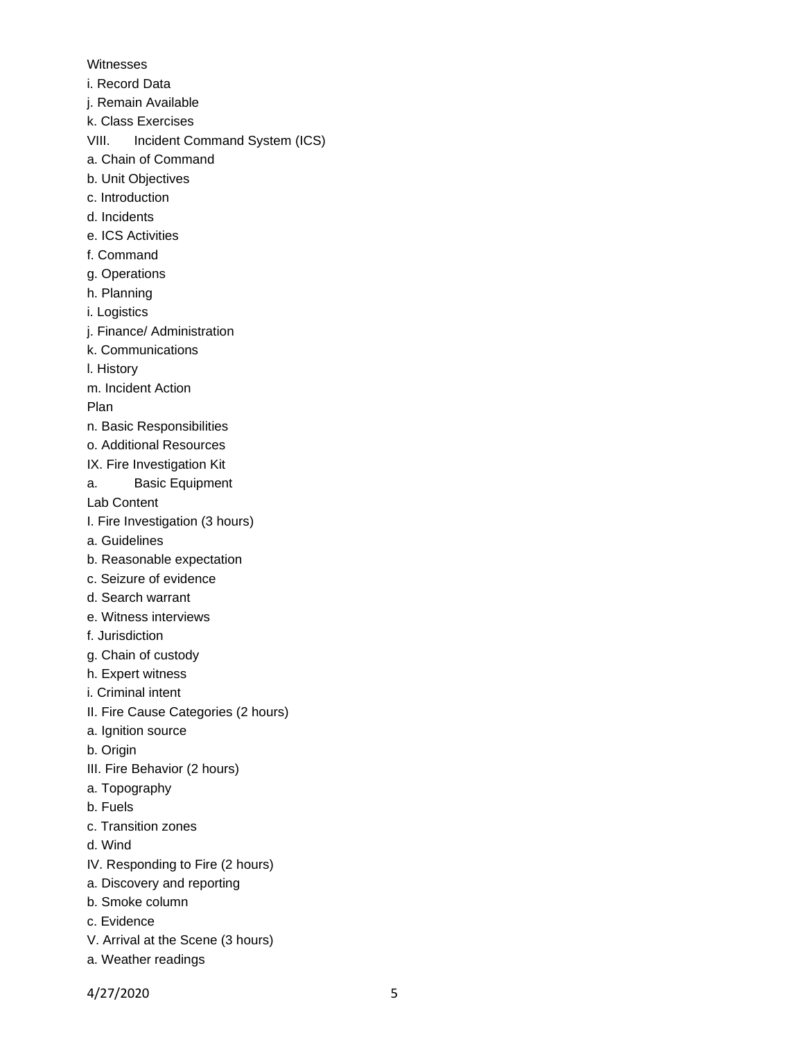Witnesses

i. Record Data

j. Remain Available

k. Class Exercises

VIII. Incident Command System (ICS)

a. Chain of Command

b. Unit Objectives

c. Introduction

d. Incidents

e. ICS Activities

f. Command

g. Operations

h. Planning

i. Logistics

j. Finance/ Administration

k. Communications

l. History

m. Incident Action

Plan

n. Basic Responsibilities

o. Additional Resources

IX. Fire Investigation Kit

a. Basic Equipment

Lab Content

I. Fire Investigation (3 hours)

a. Guidelines

b. Reasonable expectation

c. Seizure of evidence

d. Search warrant

e. Witness interviews

f. Jurisdiction

g. Chain of custody

h. Expert witness

i. Criminal intent

II. Fire Cause Categories (2 hours)

a. Ignition source

b. Origin

III. Fire Behavior (2 hours)

a. Topography

b. Fuels

c. Transition zones

d. Wind

IV. Responding to Fire (2 hours)

a. Discovery and reporting

b. Smoke column

c. Evidence

V. Arrival at the Scene (3 hours)

a. Weather readings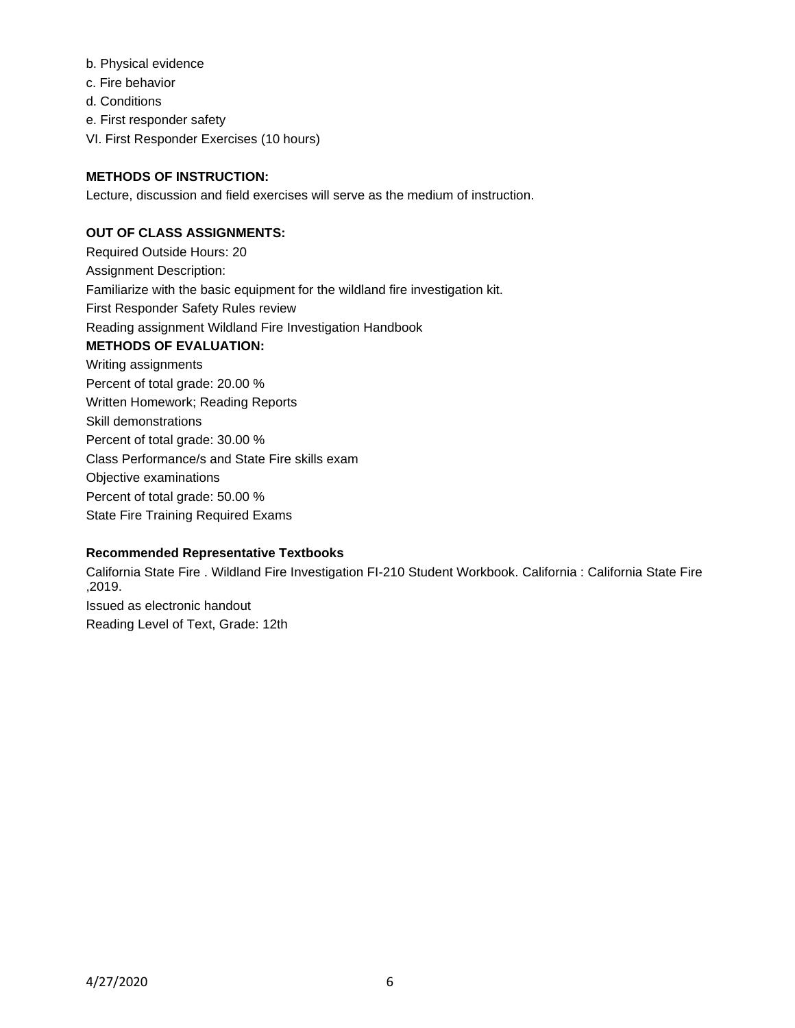b. Physical evidence

c. Fire behavior

d. Conditions

e. First responder safety

VI. First Responder Exercises (10 hours)

**METHODS OF INSTRUCTION:**

Lecture, discussion and field exercises will serve as the medium of instruction.

**OUT OF CLASS ASSIGNMENTS:**

Required Outside Hours: 20

Assignment Description:

Familiarize with the basic equipment for the wildland fire investigation kit.

First Responder Safety Rules review

Reading assignment Wildland Fire Investigation Handbook

**METHODS OF EVALUATION:**

Writing assignments

Percent of total grade: 20.00 %

Written Homework; Reading Reports

Skill demonstrations

Percent of total grade: 30.00 %

Class Performance/s and State Fire skills exam

Objective examinations

Percent of total grade: 50.00 %

State Fire Training Required Exams

**Recommended Representative Textbooks**

California State Fire . Wildland Fire Investigation FI-210 Student Workbook. California : California State Fire ,2019.

Issued as electronic handout

Reading Level of Text, Grade: 12th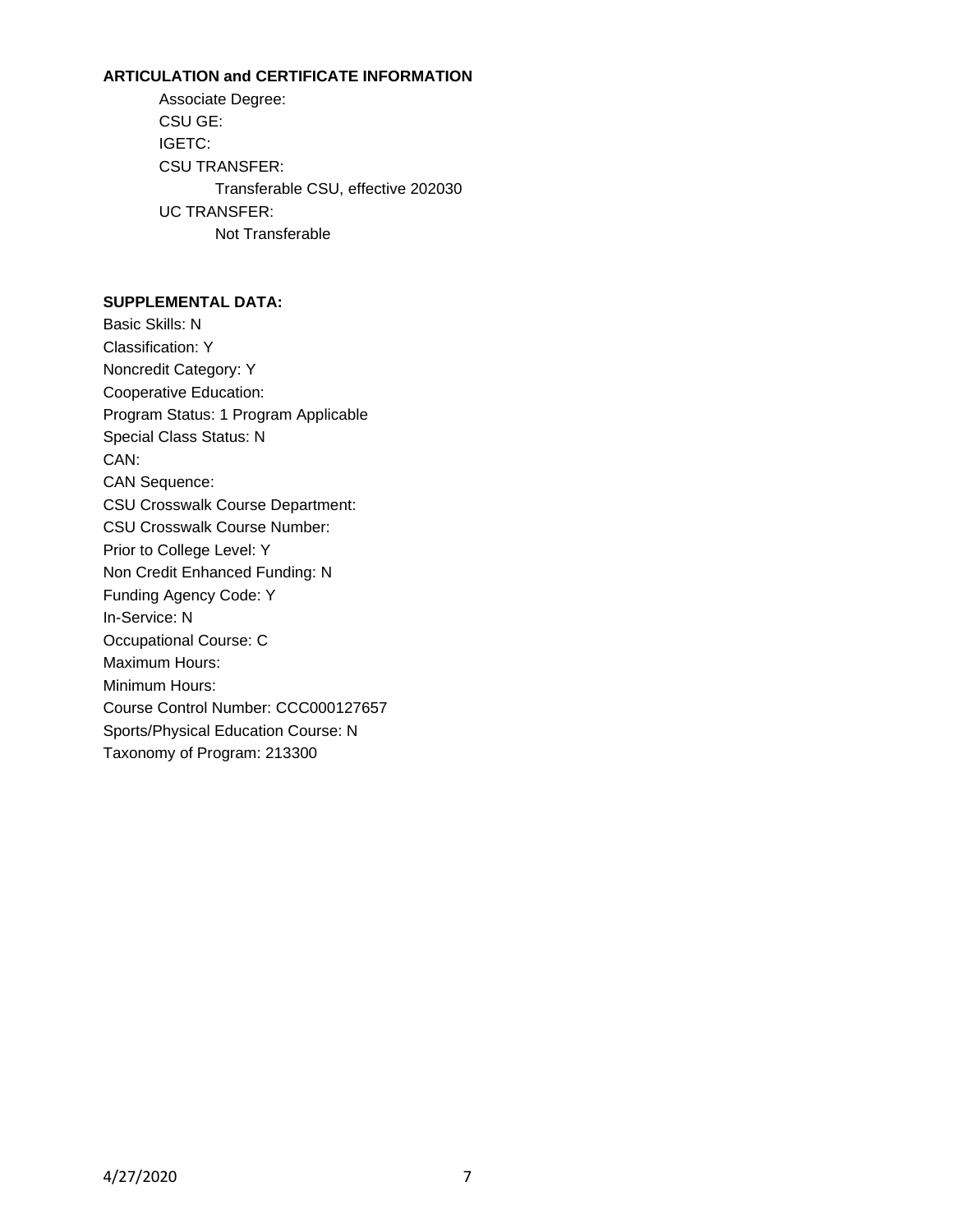**ARTICULATION and CERTIFICATE INFORMATION**

Associate Degree:

CSU GE:

IGETC:

CSU TRANSFER:

Transferable CSU, effective 202030

UC TRANSFER:

Not Transferable

**SUPPLEMENTAL DATA:**

Basic Skills: N

Classification: Y

Noncredit Category: Y

Cooperative Education:

Program Status: 1 Program Applicable

Special Class Status: N

CAN:

CAN Sequence:

CSU Crosswalk Course Department:

CSU Crosswalk Course Number:

Prior to College Level: Y

Non Credit Enhanced Funding: N

Funding Agency Code: Y

In-Service: N

Occupational Course: C

Maximum Hours:

Minimum Hours:

Course Control Number: CCC000127657

Sports/Physical Education Course: N

Taxonomy of Program: 213300